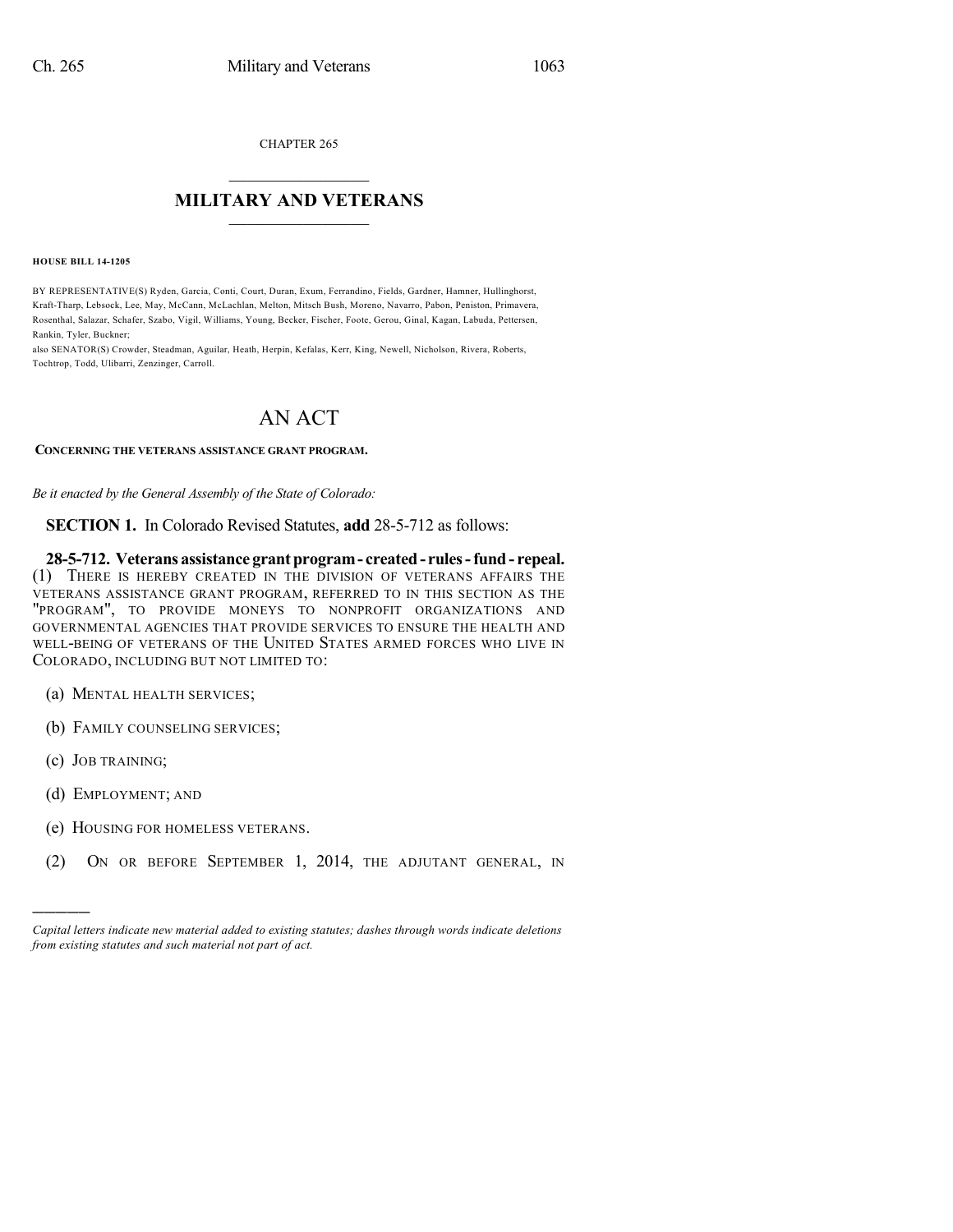CHAPTER 265

# MILITARY AND VETERANS

**HOUSE BILL 14-1205**

BY REPRESENTATIVE(S) Ryden, Garcia, Conti, Court, Duran, Exum, Ferrandino, Fields, Gardner, Hamner, Hullinghorst, Kraft-Tharp, Lebsock, Lee, May, McCann, McLachlan, Melton, Mitsch Bush, Moreno, Navarro, Pabon, Peniston, Primavera, Rosenthal, Salazar, Schafer, Szabo, Vigil, Williams, Young, Becker, Fischer, Foote, Gerou, Ginal, Kagan, Labuda, Pettersen, Rankin, Tyler, Buckner;
also SENATOR(S) Crowder, Steadman, Aguilar, Heath, Herpin, Kefalas, Kerr, King, Newell, Nicholson, Rivera, Roberts, Tochtrop, Todd, Ulibarri, Zenzinger, Carroll.

# AN ACT

**CONCERNING THE VETERANS ASSISTANCE GRANT PROGRAM.**

*Be it enacted by the General Assembly of the State of Colorado:*

**SECTION 1.** In Colorado Revised Statutes, **add** 28-5-712 as follows:

**28-5-712. Veterans assistance grant program - created - rules - fund - repeal.** (1) THERE IS HEREBY CREATED IN THE DIVISION OF VETERANS AFFAIRS THE VETERANS ASSISTANCE GRANT PROGRAM, REFERRED TO IN THIS SECTION AS THE "PROGRAM", TO PROVIDE MONEYS TO NONPROFIT ORGANIZATIONS AND GOVERNMENTAL AGENCIES THAT PROVIDE SERVICES TO ENSURE THE HEALTH AND WELL-BEING OF VETERANS OF THE UNITED STATES ARMED FORCES WHO LIVE IN COLORADO, INCLUDING BUT NOT LIMITED TO:

(a) MENTAL HEALTH SERVICES;

(b) FAMILY COUNSELING SERVICES;

(c) JOB TRAINING;

(d) EMPLOYMENT; AND

(e) HOUSING FOR HOMELESS VETERANS.

(2) ON OR BEFORE SEPTEMBER 1, 2014, THE ADJUTANT GENERAL, IN

---

*Capital letters indicate new material added to existing statutes; dashes through words indicate deletions from existing statutes and such material not part of act.*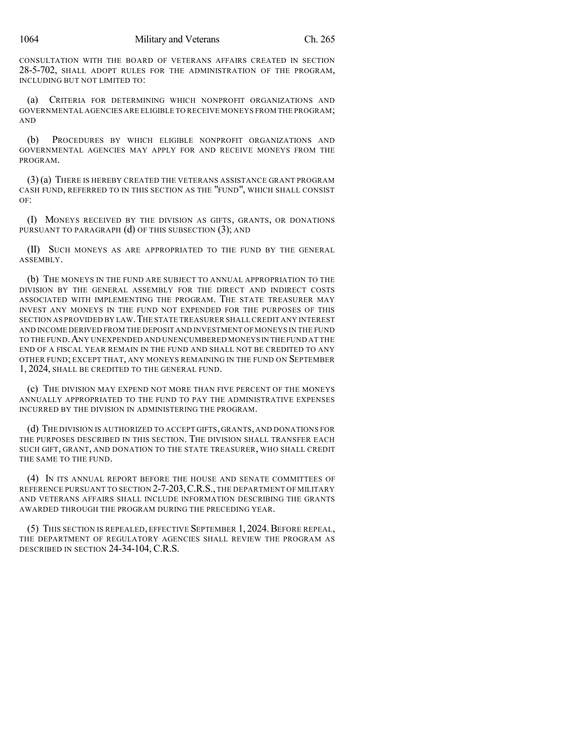CONSULTATION WITH THE BOARD OF VETERANS AFFAIRS CREATED IN SECTION 28-5-702, SHALL ADOPT RULES FOR THE ADMINISTRATION OF THE PROGRAM, INCLUDING BUT NOT LIMITED TO:

(a) CRITERIA FOR DETERMINING WHICH NONPROFIT ORGANIZATIONS AND GOVERNMENTAL AGENCIES ARE ELIGIBLE TO RECEIVE MONEYS FROM THE PROGRAM; AND

(b) PROCEDURES BY WHICH ELIGIBLE NONPROFIT ORGANIZATIONS AND GOVERNMENTAL AGENCIES MAY APPLY FOR AND RECEIVE MONEYS FROM THE PROGRAM.

(3) (a) THERE IS HEREBY CREATED THE VETERANS ASSISTANCE GRANT PROGRAM CASH FUND, REFERRED TO IN THIS SECTION AS THE "FUND", WHICH SHALL CONSIST OF:

(I) MONEYS RECEIVED BY THE DIVISION AS GIFTS, GRANTS, OR DONATIONS PURSUANT TO PARAGRAPH (d) OF THIS SUBSECTION (3); AND

(II) SUCH MONEYS AS ARE APPROPRIATED TO THE FUND BY THE GENERAL ASSEMBLY.

(b) THE MONEYS IN THE FUND ARE SUBJECT TO ANNUAL APPROPRIATION TO THE DIVISION BY THE GENERAL ASSEMBLY FOR THE DIRECT AND INDIRECT COSTS ASSOCIATED WITH IMPLEMENTING THE PROGRAM. THE STATE TREASURER MAY INVEST ANY MONEYS IN THE FUND NOT EXPENDED FOR THE PURPOSES OF THIS SECTION AS PROVIDED BY LAW. THE STATE TREASURER SHALL CREDIT ANY INTEREST AND INCOME DERIVED FROM THE DEPOSIT AND INVESTMENT OF MONEYS IN THE FUND TO THE FUND. ANY UNEXPENDED AND UNENCUMBERED MONEYS IN THE FUND AT THE END OF A FISCAL YEAR REMAIN IN THE FUND AND SHALL NOT BE CREDITED TO ANY OTHER FUND; EXCEPT THAT, ANY MONEYS REMAINING IN THE FUND ON SEPTEMBER 1, 2024, SHALL BE CREDITED TO THE GENERAL FUND.

(c) THE DIVISION MAY EXPEND NOT MORE THAN FIVE PERCENT OF THE MONEYS ANNUALLY APPROPRIATED TO THE FUND TO PAY THE ADMINISTRATIVE EXPENSES INCURRED BY THE DIVISION IN ADMINISTERING THE PROGRAM.

(d) THE DIVISION IS AUTHORIZED TO ACCEPT GIFTS, GRANTS, AND DONATIONS FOR THE PURPOSES DESCRIBED IN THIS SECTION. THE DIVISION SHALL TRANSFER EACH SUCH GIFT, GRANT, AND DONATION TO THE STATE TREASURER, WHO SHALL CREDIT THE SAME TO THE FUND.

(4) IN ITS ANNUAL REPORT BEFORE THE HOUSE AND SENATE COMMITTEES OF REFERENCE PURSUANT TO SECTION 2-7-203, C.R.S., THE DEPARTMENT OF MILITARY AND VETERANS AFFAIRS SHALL INCLUDE INFORMATION DESCRIBING THE GRANTS AWARDED THROUGH THE PROGRAM DURING THE PRECEDING YEAR.

(5) THIS SECTION IS REPEALED, EFFECTIVE SEPTEMBER 1, 2024. BEFORE REPEAL, THE DEPARTMENT OF REGULATORY AGENCIES SHALL REVIEW THE PROGRAM AS DESCRIBED IN SECTION 24-34-104, C.R.S.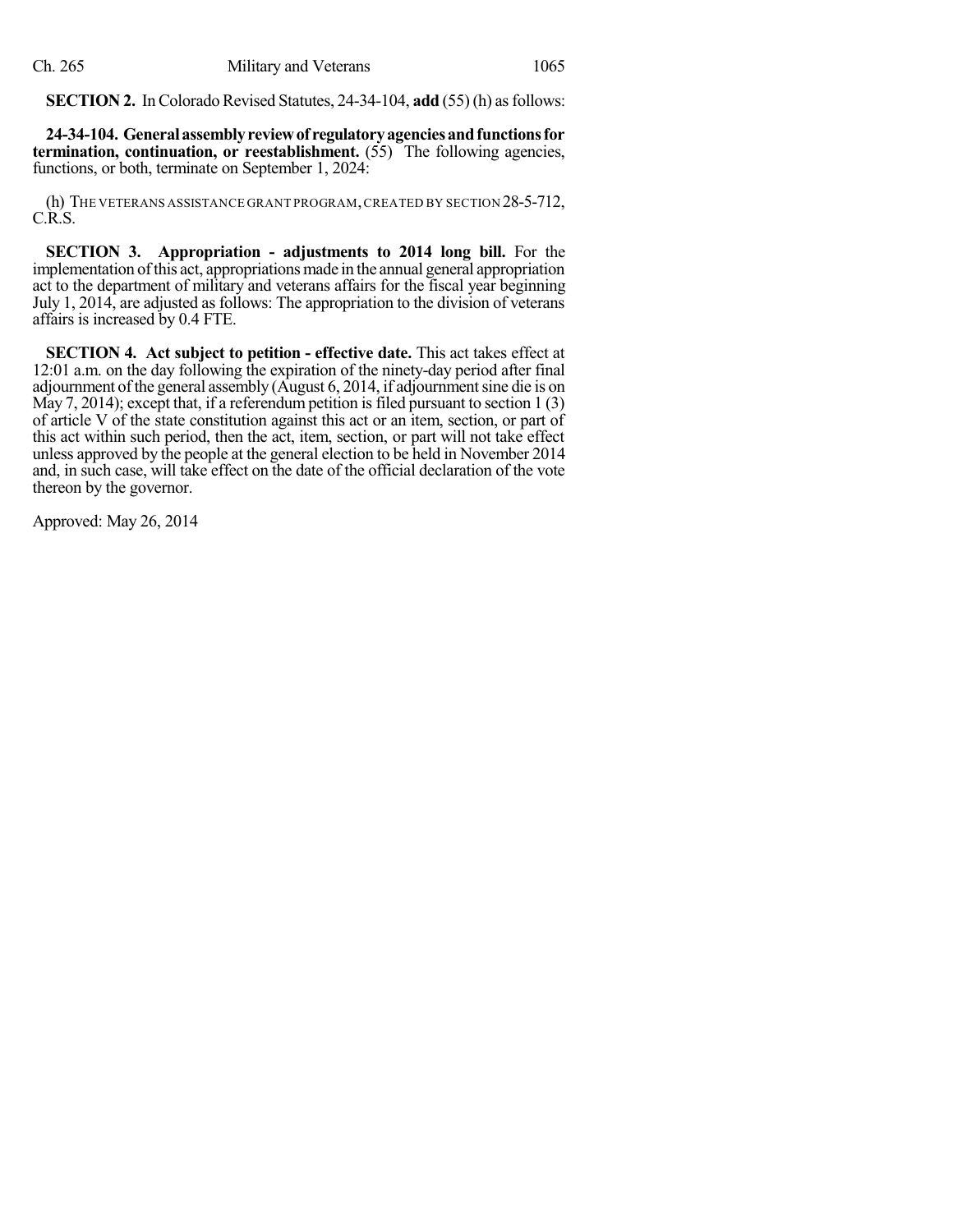**SECTION 2.** In Colorado Revised Statutes, 24-34-104, **add** (55) (h) as follows:

**24-34-104. General assembly review of regulatory agencies and functions for termination, continuation, or reestablishment.** (55) The following agencies, functions, or both, terminate on September 1, 2024:

(h) THE VETERANS ASSISTANCE GRANT PROGRAM, CREATED BY SECTION 28-5-712, C.R.S.

**SECTION 3. Appropriation - adjustments to 2014 long bill.** For the implementation of this act, appropriations made in the annual general appropriation act to the department of military and veterans affairs for the fiscal year beginning July 1, 2014, are adjusted as follows: The appropriation to the division of veterans affairs is increased by 0.4 FTE.

**SECTION 4. Act subject to petition - effective date.** This act takes effect at 12:01 a.m. on the day following the expiration of the ninety-day period after final adjournment of the general assembly (August 6, 2014, if adjournment sine die is on May 7, 2014); except that, if a referendum petition is filed pursuant to section 1 (3) of article V of the state constitution against this act or an item, section, or part of this act within such period, then the act, item, section, or part will not take effect unless approved by the people at the general election to be held in November 2014 and, in such case, will take effect on the date of the official declaration of the vote thereon by the governor.

Approved: May 26, 2014